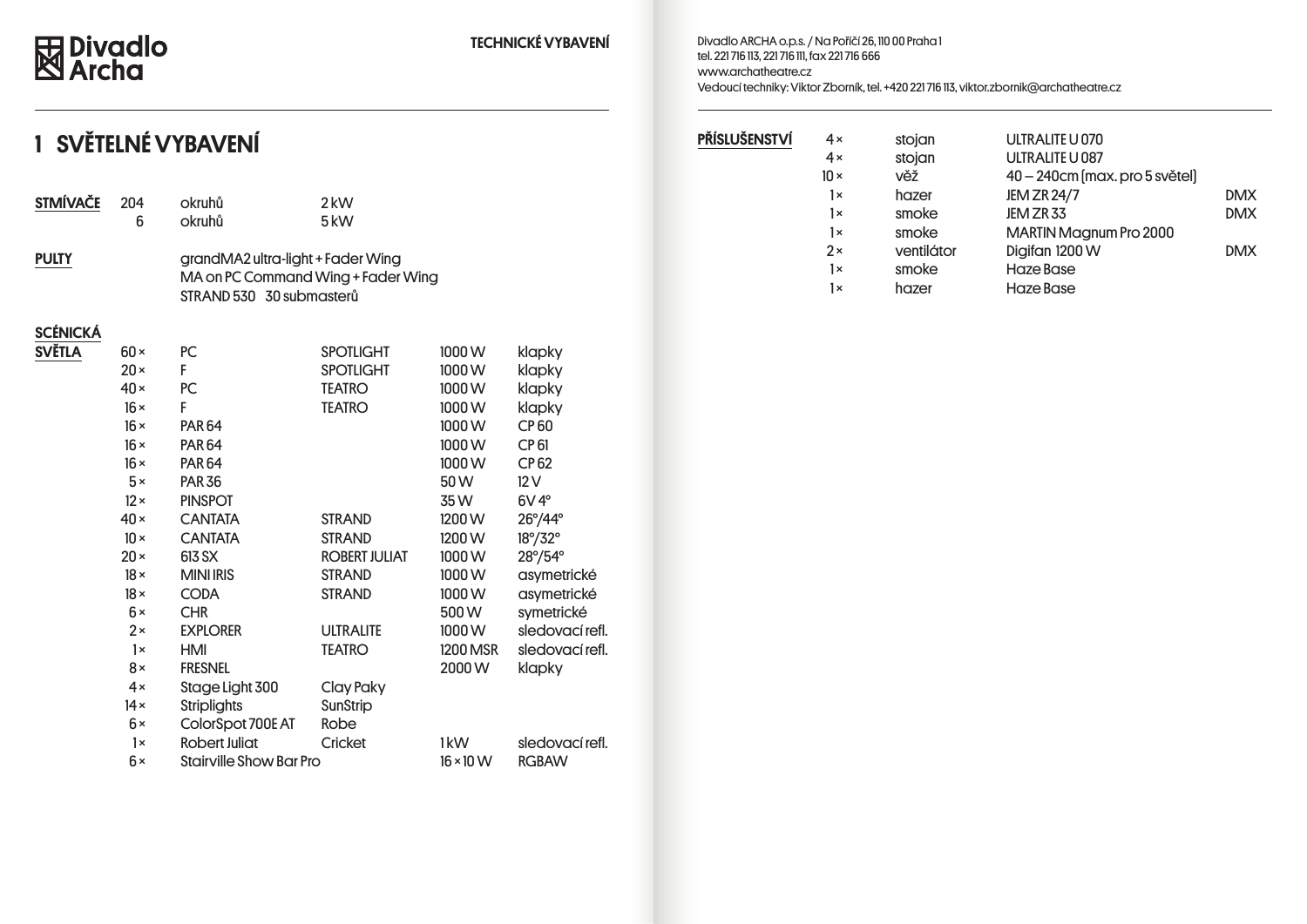**Divadlo Archa**

TECHNICKÉ VYBAVENÍ

# 1 SVĚTELNÉ VYBAVENÍ

**STMÍVAČE**

| | | |
|---|---|---|
| 204 | okruhů | 2 kW |
| 6 | okruhů | 5 kW |

**PULTY**

grandMA2 ultra-light + Fader Wing
MA on PC Command Wing + Fader Wing
STRAND 530 30 submasterů

**SCÉNICKÁ SVĚTLA**

| | | | | |
|---|---|---|---|---|
| 60 × | PC | SPOTLIGHT | 1000 W | klapky |
| 20 × | F | SPOTLIGHT | 1000 W | klapky |
| 40 × | PC | TEATRO | 1000 W | klapky |
| 16 × | F | TEATRO | 1000 W | klapky |
| 16 × | PAR 64 | | 1000 W | CP 60 |
| 16 × | PAR 64 | | 1000 W | CP 61 |
| 16 × | PAR 64 | | 1000 W | CP 62 |
| 5 × | PAR 36 | | 50 W | 12 V |
| 12 × | PINSPOT | | 35 W | 6V 4° |
| 40 × | CANTATA | STRAND | 1200 W | 26°/44° |
| 10 × | CANTATA | STRAND | 1200 W | 18°/32° |
| 20 × | 613 SX | ROBERT JULIAT | 1000 W | 28°/54° |
| 18 × | MINI IRIS | STRAND | 1000 W | asymetrické |
| 18 × | CODA | STRAND | 1000 W | asymetrické |
| 6 × | CHR | | 500 W | symetrické |
| 2 × | EXPLORER | ULTRALITE | 1000 W | sledovací refl. |
| 1 × | HMI | TEATRO | 1200 MSR | sledovací refl. |
| 8 × | FRESNEL | | 2000 W | klapky |
| 4 × | Stage Light 300 | Clay Paky | | |
| 14 × | Striplights | SunStrip | | |
| 6 × | ColorSpot 700E AT | Robe | | |
| 1 × | Robert Juliat | Cricket | 1 kW | sledovací refl. |
| 6 × | Stairville Show Bar Pro | | 16 × 10 W | RGBAW |

Divadlo ARCHA o.p.s. / Na Poříčí 26, 110 00 Praha 1
tel. 221 716 113, 221 716 111, fax 221 716 666
www.archatheatre.cz
Vedoucí techniky: Viktor Zborník, tel. +420 221 716 113, viktor.zbornik@archatheatre.cz

**PŘÍSLUŠENSTVÍ**

| | | | |
|---|---|---|---|
| 4 × | stojan | ULTRALITE U 070 | |
| 4 × | stojan | ULTRALITE U 087 | |
| 10 × | věž | 40 – 240cm (max. pro 5 světel) | |
| 1 × | hazer | JEM ZR 24/7 | DMX |
| 1 × | smoke | JEM ZR 33 | DMX |
| 1 × | smoke | MARTIN Magnum Pro 2000 | |
| 2 × | ventilátor | Digifan 1200 W | DMX |
| 1 × | smoke | Haze Base | |
| 1 × | hazer | Haze Base | |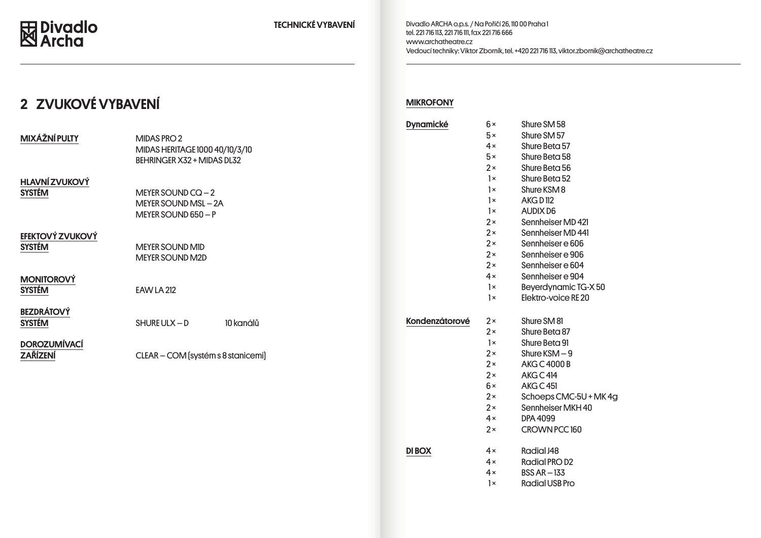# 2 ZVUKOVÉ VYBAVENÍ

| | |
|---|---|
| **MIXÁŽNÍ PULTY** | MIDAS PRO 2<br>MIDAS HERITAGE 1000 40/10/3/10<br>BEHRINGER X32 + MIDAS DL32 |
| **HLAVNÍ ZVUKOVÝ SYSTÉM** | MEYER SOUND CQ – 2<br>MEYER SOUND MSL – 2A<br>MEYER SOUND 650 – P |
| **EFEKTOVÝ ZVUKOVÝ SYSTÉM** | MEYER SOUND M1D<br>MEYER SOUND M2D |
| **MONITOROVÝ SYSTÉM** | EAW LA 212 |
| **BEZDRÁTOVÝ SYSTÉM** | SHURE ULX – D 10 kanálů |
| **DOROZUMÍVACÍ ZAŘÍZENÍ** | CLEAR – COM (systém s 8 stanicemi) |

Divadlo ARCHA o.p.s. / Na Poříčí 26, 110 00 Praha 1
tel. 221 716 113, 221 716 111, fax 221 716 666
www.archatheatre.cz
Vedoucí techniky: Viktor Zborník, tel. +420 221 716 113, viktor.zbornik@archatheatre.cz

## MIKROFONY

| | | |
|---|---|---|
| **Dynamické** | 6 × | Shure SM 58 |
| | 5 × | Shure SM 57 |
| | 4 × | Shure Beta 57 |
| | 5 × | Shure Beta 58 |
| | 2 × | Shure Beta 56 |
| | 1 × | Shure Beta 52 |
| | 1 × | Shure KSM 8 |
| | 1 × | AKG D 112 |
| | 1 × | AUDIX D6 |
| | 2 × | Sennheiser MD 421 |
| | 2 × | Sennheiser MD 441 |
| | 2 × | Sennheiser e 606 |
| | 2 × | Sennheiser e 906 |
| | 2 × | Sennheiser e 604 |
| | 4 × | Sennheiser e 904 |
| | 1 × | Beyerdynamic TG-X 50 |
| | 1 × | Elektro-voice RE 20 |
| **Kondenzátorové** | 2 × | Shure SM 81 |
| | 2 × | Shure Beta 87 |
| | 1 × | Shure Beta 91 |
| | 2 × | Shure KSM – 9 |
| | 2 × | AKG C 4000 B |
| | 2 × | AKG C 414 |
| | 6 × | AKG C 451 |
| | 2 × | Schoeps CMC-5U + MK 4g |
| | 2 × | Sennheiser MKH 40 |
| | 4 × | DPA 4099 |
| | 2 × | CROWN PCC 160 |
| **DI BOX** | 4 × | Radial J48 |
| | 4 × | Radial PRO D2 |
| | 4 × | BSS AR – 133 |
| | 1 × | Radial USB Pro |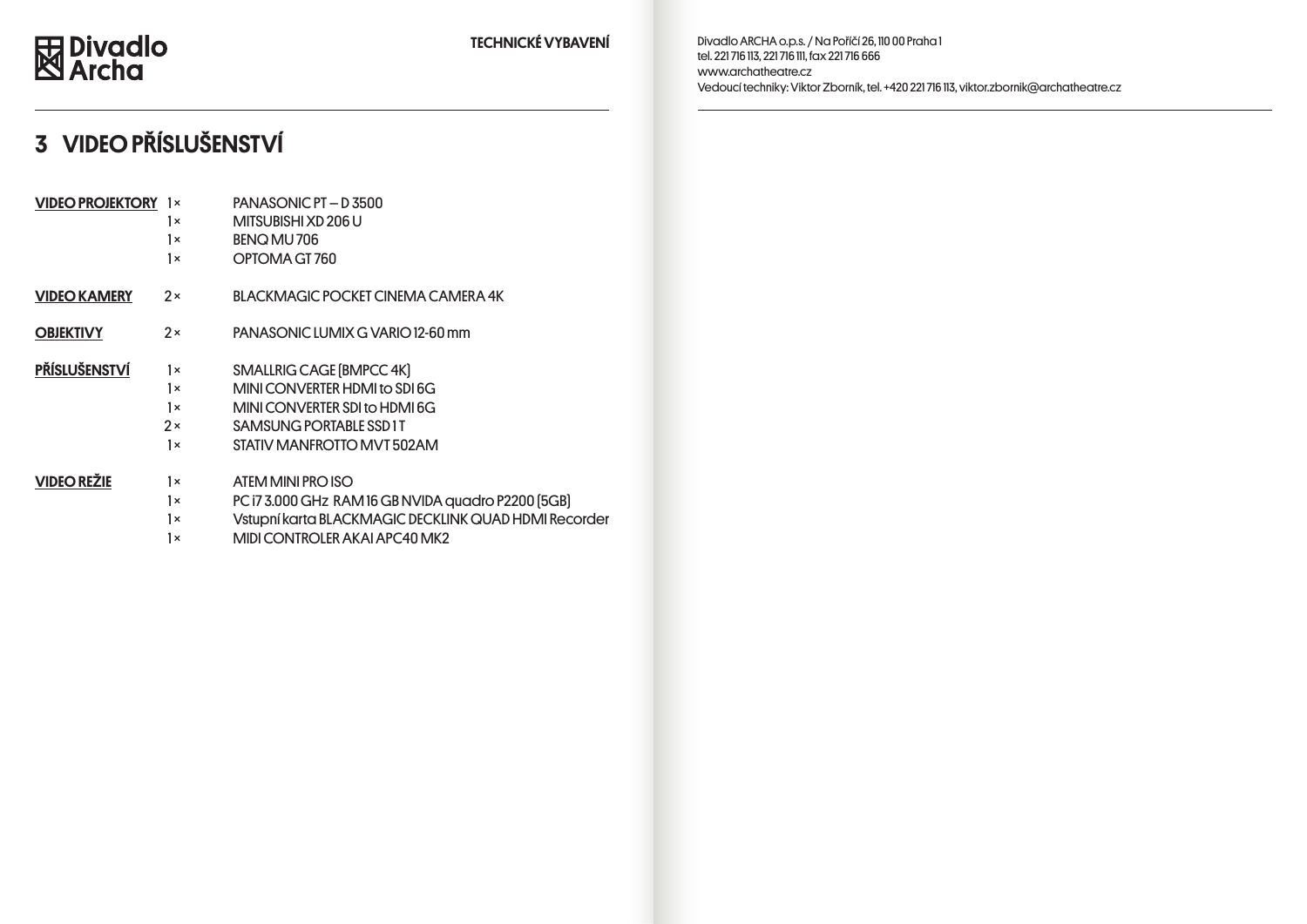# 3 VIDEO PŘÍSLUŠENSTVÍ

| | | |
|---|---|---|
| **VIDEO PROJEKTORY** | 1× | PANASONIC PT – D 3500 |
| | 1× | MITSUBISHI XD 206 U |
| | 1× | BENQ MU 706 |
| | 1× | OPTOMA GT 760 |
| **VIDEO KAMERY** | 2× | BLACKMAGIC POCKET CINEMA CAMERA 4K |
| **OBJEKTIVY** | 2× | PANASONIC LUMIX G VARIO 12-60 mm |
| **PŘÍSLUŠENSTVÍ** | 1× | SMALLRIG CAGE (BMPCC 4K) |
| | 1× | MINI CONVERTER HDMI to SDI 6G |
| | 1× | MINI CONVERTER SDI to HDMI 6G |
| | 2× | SAMSUNG PORTABLE SSD 1 T |
| | 1× | STATIV MANFROTTO MVT 502AM |
| **VIDEO REŽIE** | 1× | ATEM MINI PRO ISO |
| | 1× | PC i7 3.000 GHz RAM 16 GB NVIDA quadro P2200 (5GB) |
| | 1× | Vstupní karta BLACKMAGIC DECKLINK QUAD HDMI Recorder |
| | 1× | MIDI CONTROLER AKAI APC40 MK2 |